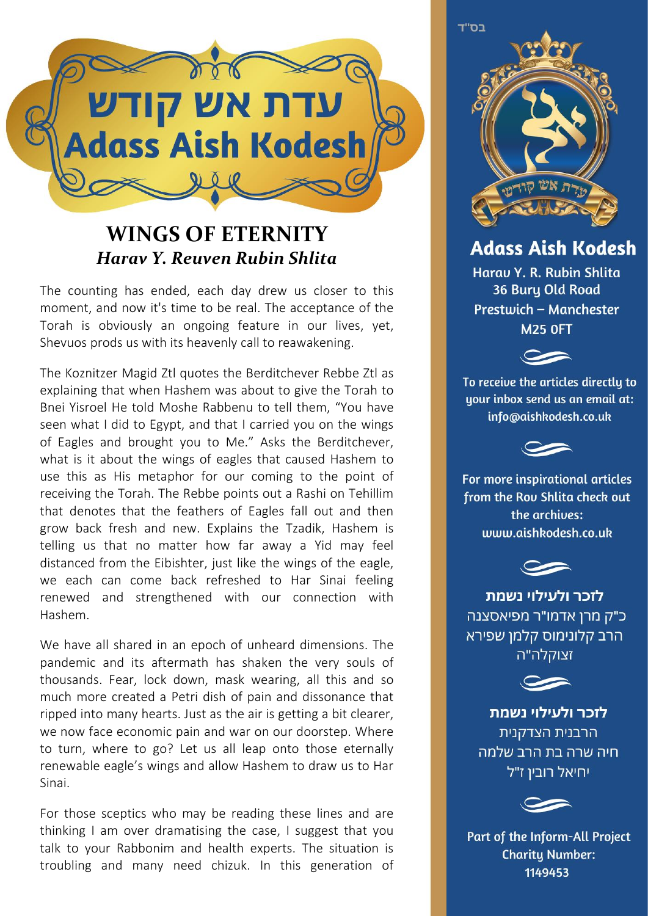# עדת אש קודש
# Adass Aish Kodesh

## WINGS OF ETERNITY
### *Harav Y. Reuven Rubin Shlita*

The counting has ended, each day drew us closer to this moment, and now it's time to be real. The acceptance of the Torah is obviously an ongoing feature in our lives, yet, Shevuos prods us with its heavenly call to reawakening.

The Koznitzer Magid Ztl quotes the Berditchever Rebbe Ztl as explaining that when Hashem was about to give the Torah to Bnei Yisroel He told Moshe Rabbenu to tell them, "You have seen what I did to Egypt, and that I carried you on the wings of Eagles and brought you to Me." Asks the Berditchever, what is it about the wings of eagles that caused Hashem to use this as His metaphor for our coming to the point of receiving the Torah. The Rebbe points out a Rashi on Tehillim that denotes that the feathers of Eagles fall out and then grow back fresh and new. Explains the Tzadik, Hashem is telling us that no matter how far away a Yid may feel distanced from the Eibishter, just like the wings of the eagle, we each can come back refreshed to Har Sinai feeling renewed and strengthened with our connection with Hashem.

We have all shared in an epoch of unheard dimensions. The pandemic and its aftermath has shaken the very souls of thousands. Fear, lock down, mask wearing, all this and so much more created a Petri dish of pain and dissonance that ripped into many hearts. Just as the air is getting a bit clearer, we now face economic pain and war on our doorstep. Where to turn, where to go? Let us all leap onto those eternally renewable eagle's wings and allow Hashem to draw us to Har Sinai.

For those sceptics who may be reading these lines and are thinking I am over dramatising the case, I suggest that you talk to your Rabbonim and health experts. The situation is troubling and many need chizuk. In this generation of

---

בס"ד

עדת אש קודש

**Adass Aish Kodesh**

Harav Y. R. Rubin Shlita
36 Bury Old Road
Prestwich – Manchester
M25 0FT

To receive the articles directly to your inbox send us an email at: info@aishkodesh.co.uk

For more inspirational articles from the Rov Shlita check out the archives: www.aishkodesh.co.uk

**לזכר ולעילוי נשמת**
כ"ק מרן אדמו"ר מפיאסצנה
הרב קלונימוס קלמן שפירא
זצוקלה"ה

**לזכר ולעילוי נשמת**
הרבנית הצדקנית
חיה שרה בת הרב שלמה
יחיאל רובין ז"ל

Part of the Inform-All Project
Charity Number:
1149453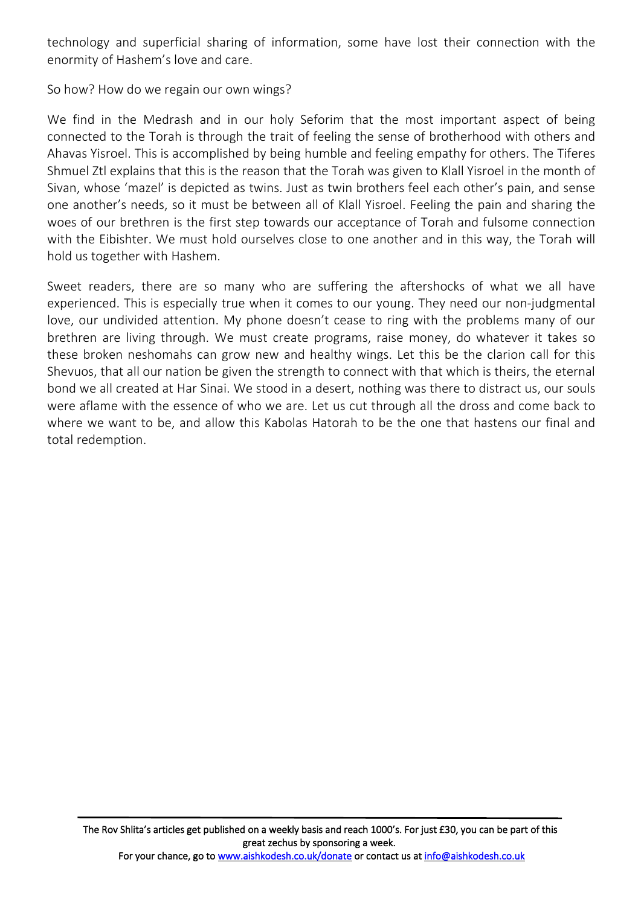technology and superficial sharing of information, some have lost their connection with the enormity of Hashem's love and care.

So how? How do we regain our own wings?

We find in the Medrash and in our holy Seforim that the most important aspect of being connected to the Torah is through the trait of feeling the sense of brotherhood with others and Ahavas Yisroel. This is accomplished by being humble and feeling empathy for others. The Tiferes Shmuel Ztl explains that this is the reason that the Torah was given to Klall Yisroel in the month of Sivan, whose 'mazel' is depicted as twins. Just as twin brothers feel each other's pain, and sense one another's needs, so it must be between all of Klall Yisroel. Feeling the pain and sharing the woes of our brethren is the first step towards our acceptance of Torah and fulsome connection with the Eibishter. We must hold ourselves close to one another and in this way, the Torah will hold us together with Hashem.

Sweet readers, there are so many who are suffering the aftershocks of what we all have experienced. This is especially true when it comes to our young. They need our non-judgmental love, our undivided attention. My phone doesn't cease to ring with the problems many of our brethren are living through. We must create programs, raise money, do whatever it takes so these broken neshomahs can grow new and healthy wings. Let this be the clarion call for this Shevuos, that all our nation be given the strength to connect with that which is theirs, the eternal bond we all created at Har Sinai. We stood in a desert, nothing was there to distract us, our souls were aflame with the essence of who we are. Let us cut through all the dross and come back to where we want to be, and allow this Kabolas Hatorah to be the one that hastens our final and total redemption.

---

The Rov Shlita's articles get published on a weekly basis and reach 1000's. For just £30, you can be part of this great zechus by sponsoring a week.
For your chance, go to www.aishkodesh.co.uk/donate or contact us at info@aishkodesh.co.uk